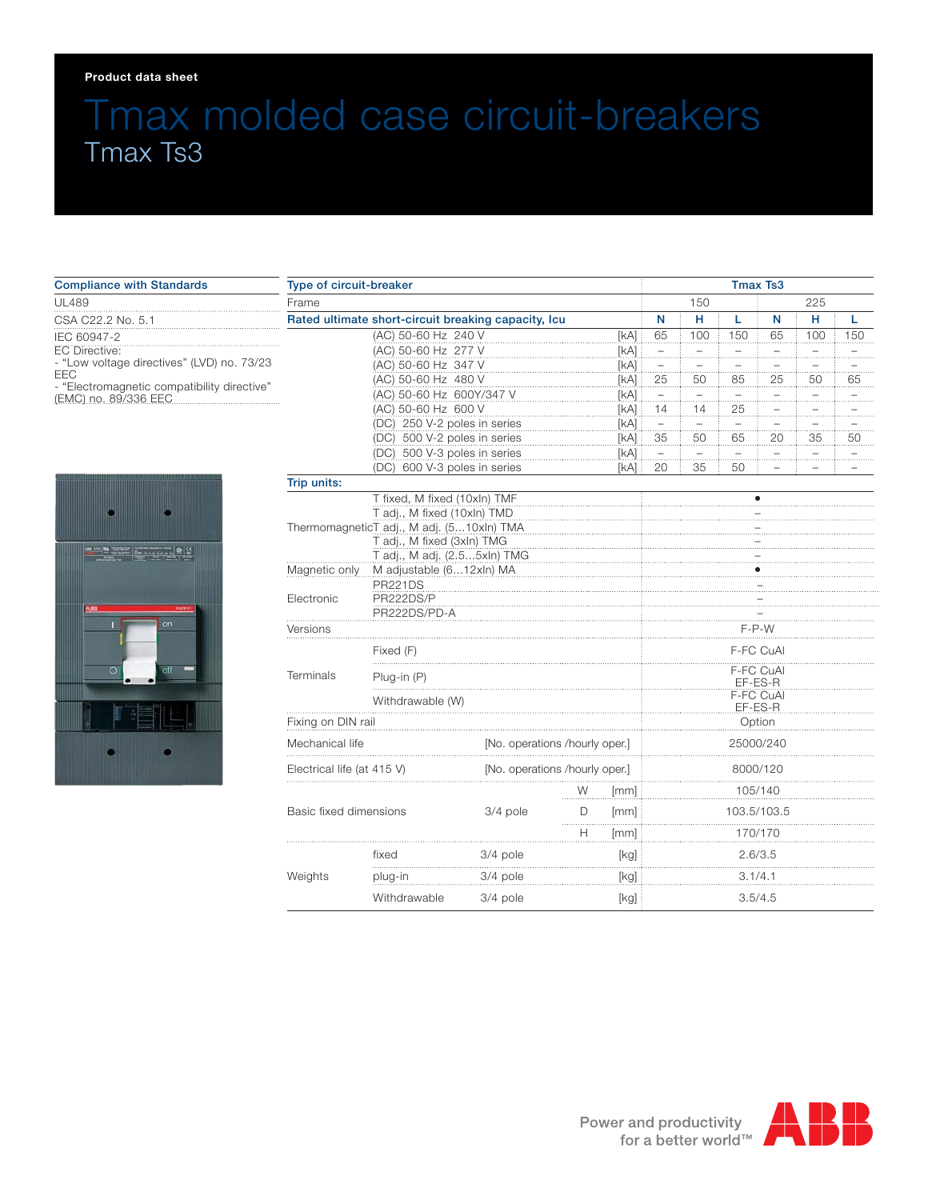Product data sheet

# Tmax molded case circuit-breakers

## Tmax Ts3

### Compliance with Standards

- UL489
- CSA C22.2 No. 5.1
- IEC 60947-2
- EC Directive:
  - "Low voltage directives" (LVD) no. 73/23 EEC
  - "Electromagnetic compatibility directive" (EMC) no. 89/336 EEC

| Type of circuit-breaker | | | | Tmax Ts3 | | | | | |
|---|---|---|---|---|---|---|---|---|---|
| Frame | | | | 150 | | | 225 | | |
| **Rated ultimate short-circuit breaking capacity, Icu** | | | | N | H | L | N | H | L |
| | (AC) 50-60 Hz 240 V | | [kA] | 65 | 100 | 150 | 65 | 100 | 150 |
| | (AC) 50-60 Hz 277 V | | [kA] | – | – | – | – | – | – |
| | (AC) 50-60 Hz 347 V | | [kA] | – | – | – | – | – | – |
| | (AC) 50-60 Hz 480 V | | [kA] | 25 | 50 | 85 | 25 | 50 | 65 |
| | (AC) 50-60 Hz 600Y/347 V | | [kA] | – | – | – | – | – | – |
| | (AC) 50-60 Hz 600 V | | [kA] | 14 | 14 | 25 | – | – | – |
| | (DC) 250 V-2 poles in series | | [kA] | – | – | – | – | – | – |
| | (DC) 500 V-2 poles in series | | [kA] | 35 | 50 | 65 | 20 | 35 | 50 |
| | (DC) 500 V-3 poles in series | | [kA] | – | – | – | – | – | – |
| | (DC) 600 V-3 poles in series | | [kA] | 20 | 35 | 50 | – | – | – |
| **Trip units:** | | | | | | | | | |
| Thermomagnetic | T fixed, M fixed (10xIn) TMF | | | • | | | | | |
| | T adj., M fixed (10xIn) TMD | | | – | | | | | |
| | T adj., M adj. (5...10xIn) TMA | | | – | | | | | |
| | T adj., M fixed (3xIn) TMG | | | – | | | | | |
| | T adj., M adj. (2.5...5xIn) TMG | | | – | | | | | |
| Magnetic only | M adjustable (6...12xIn) MA | | | • | | | | | |
| Electronic | PR221DS | | | – | | | | | |
| | PR222DS/P | | | – | | | | | |
| | PR222DS/PD-A | | | – | | | | | |
| Versions | | | | F-P-W | | | | | |
| Terminals | Fixed (F) | | | F-FC CuAl | | | | | |
| | Plug-in (P) | | | F-FC CuAl EF-ES-R | | | | | |
| | Withdrawable (W) | | | F-FC CuAl EF-ES-R | | | | | |
| Fixing on DIN rail | | | | Option | | | | | |
| Mechanical life | | | [No. operations /hourly oper.] | 25000/240 | | | | | |
| Electrical life (at 415 V) | | | [No. operations /hourly oper.] | 8000/120 | | | | | |
| Basic fixed dimensions | 3/4 pole | W | [mm] | 105/140 | | | | | |
| | | D | [mm] | 103.5/103.5 | | | | | |
| | | H | [mm] | 170/170 | | | | | |
| Weights | fixed | 3/4 pole | [kg] | 2.6/3.5 | | | | | |
| | plug-in | 3/4 pole | [kg] | 3.1/4.1 | | | | | |
| | Withdrawable | 3/4 pole | [kg] | 3.5/4.5 | | | | | |

Power and productivity for a better world™

ABB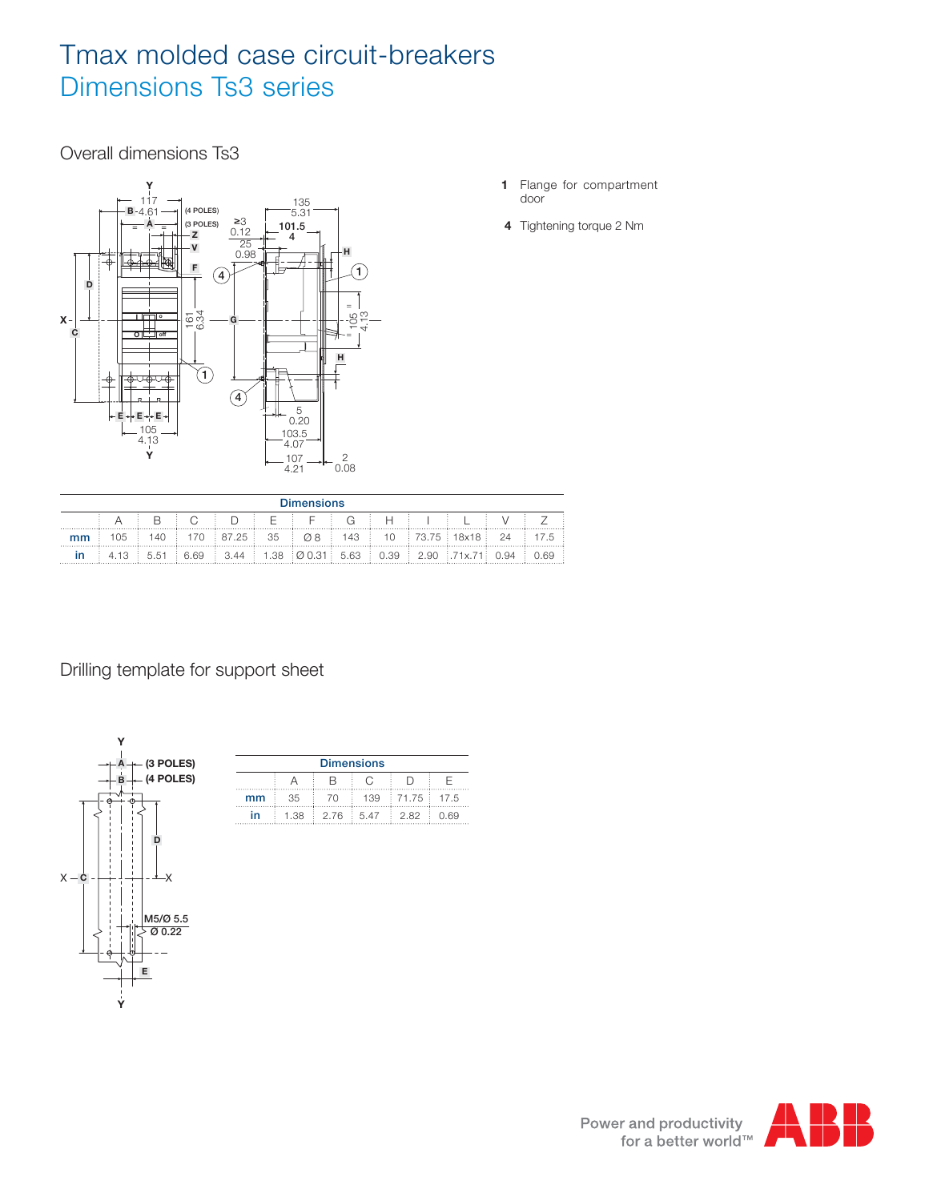# Tmax molded case circuit-breakers
## Dimensions Ts3 series

### Overall dimensions Ts3

**1** Flange for compartment door

**4** Tightening torque 2 Nm

| Dimensions | | | | | | | | | | | | |
|---|---|---|---|---|---|---|---|---|---|---|---|---|
| | A | B | C | D | E | F | G | H | I | L | V | Z |
| mm | 105 | 140 | 170 | 87.25 | 35 | Ø 8 | 143 | 10 | 73.75 | 18x18 | 24 | 17.5 |
| in | 4.13 | 5.51 | 6.69 | 3.44 | 1.38 | Ø 0.31 | 5.63 | 0.39 | 2.90 | .71x.71 | 0.94 | 0.69 |

### Drilling template for support sheet

| Dimensions | | | | | |
|---|---|---|---|---|---|
| | A | B | C | D | E |
| mm | 35 | 70 | 139 | 71.75 | 17.5 |
| in | 1.38 | 2.76 | 5.47 | 2.82 | 0.69 |

Power and productivity for a better world™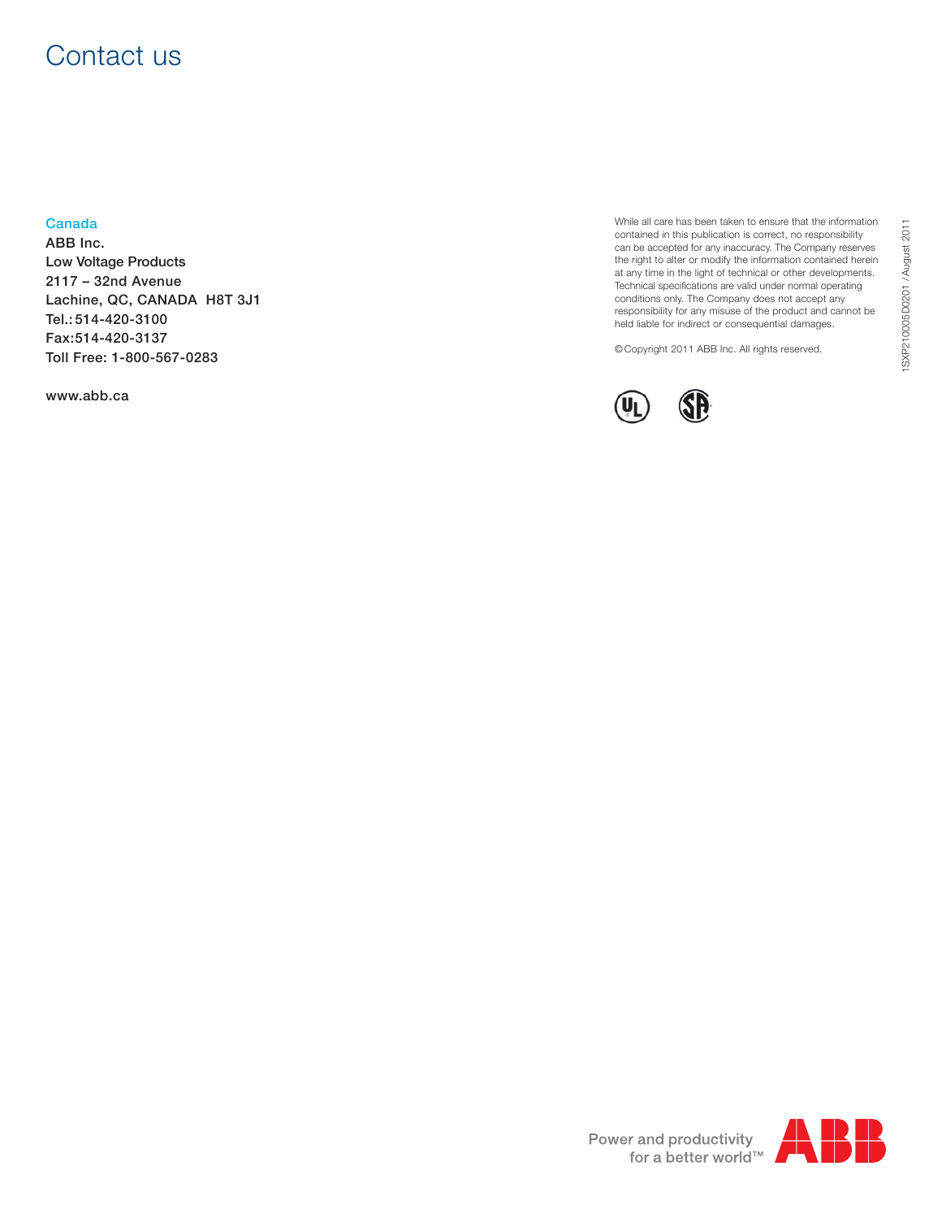# Contact us

**Canada**

ABB Inc.
Low Voltage Products
2117 – 32nd Avenue
Lachine, QC, CANADA  H8T 3J1
Tel.: 514-420-3100
Fax: 514-420-3137
Toll Free: 1-800-567-0283

www.abb.ca

While all care has been taken to ensure that the information contained in this publication is correct, no responsibility can be accepted for any inaccuracy. The Company reserves the right to alter or modify the information contained herein at any time in the light of technical or other developments. Technical specifications are valid under normal operating conditions only. The Company does not accept any responsibility for any misuse of the product and cannot be held liable for indirect or consequential damages.

© Copyright 2011 ABB Inc. All rights reserved.

1SXP210005D0201 / August 2011

Power and productivity
for a better world™